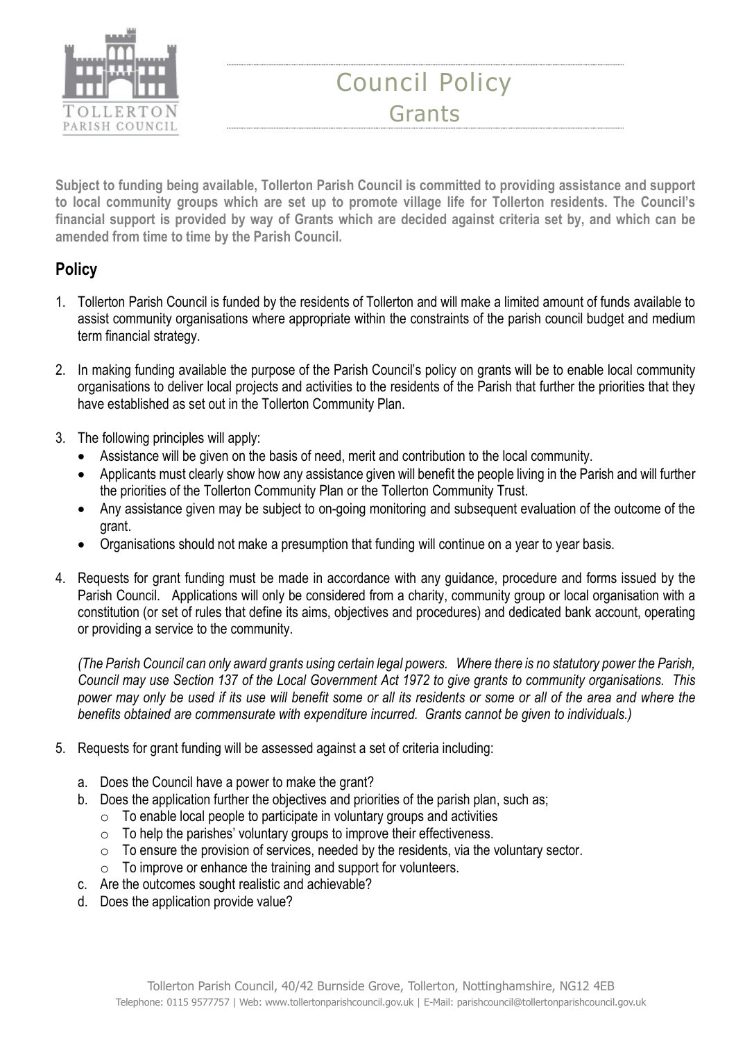# Council Policy

## Grants

**Subject to funding being available, Tollerton Parish Council is committed to providing assistance and support to local community groups which are set up to promote village life for Tollerton residents. The Council's financial support is provided by way of Grants which are decided against criteria set by, and which can be amended from time to time by the Parish Council.**

## Policy

1. Tollerton Parish Council is funded by the residents of Tollerton and will make a limited amount of funds available to assist community organisations where appropriate within the constraints of the parish council budget and medium term financial strategy.

2. In making funding available the purpose of the Parish Council's policy on grants will be to enable local community organisations to deliver local projects and activities to the residents of the Parish that further the priorities that they have established as set out in the Tollerton Community Plan.

3. The following principles will apply:
   - Assistance will be given on the basis of need, merit and contribution to the local community.
   - Applicants must clearly show how any assistance given will benefit the people living in the Parish and will further the priorities of the Tollerton Community Plan or the Tollerton Community Trust.
   - Any assistance given may be subject to on-going monitoring and subsequent evaluation of the outcome of the grant.
   - Organisations should not make a presumption that funding will continue on a year to year basis.

4. Requests for grant funding must be made in accordance with any guidance, procedure and forms issued by the Parish Council. Applications will only be considered from a charity, community group or local organisation with a constitution (or set of rules that define its aims, objectives and procedures) and dedicated bank account, operating or providing a service to the community.

   *(The Parish Council can only award grants using certain legal powers. Where there is no statutory power the Parish, Council may use Section 137 of the Local Government Act 1972 to give grants to community organisations. This power may only be used if its use will benefit some or all its residents or some or all of the area and where the benefits obtained are commensurate with expenditure incurred. Grants cannot be given to individuals.)*

5. Requests for grant funding will be assessed against a set of criteria including:

   a. Does the Council have a power to make the grant?
   b. Does the application further the objectives and priorities of the parish plan, such as;
      - To enable local people to participate in voluntary groups and activities
      - To help the parishes' voluntary groups to improve their effectiveness.
      - To ensure the provision of services, needed by the residents, via the voluntary sector.
      - To improve or enhance the training and support for volunteers.
   c. Are the outcomes sought realistic and achievable?
   d. Does the application provide value?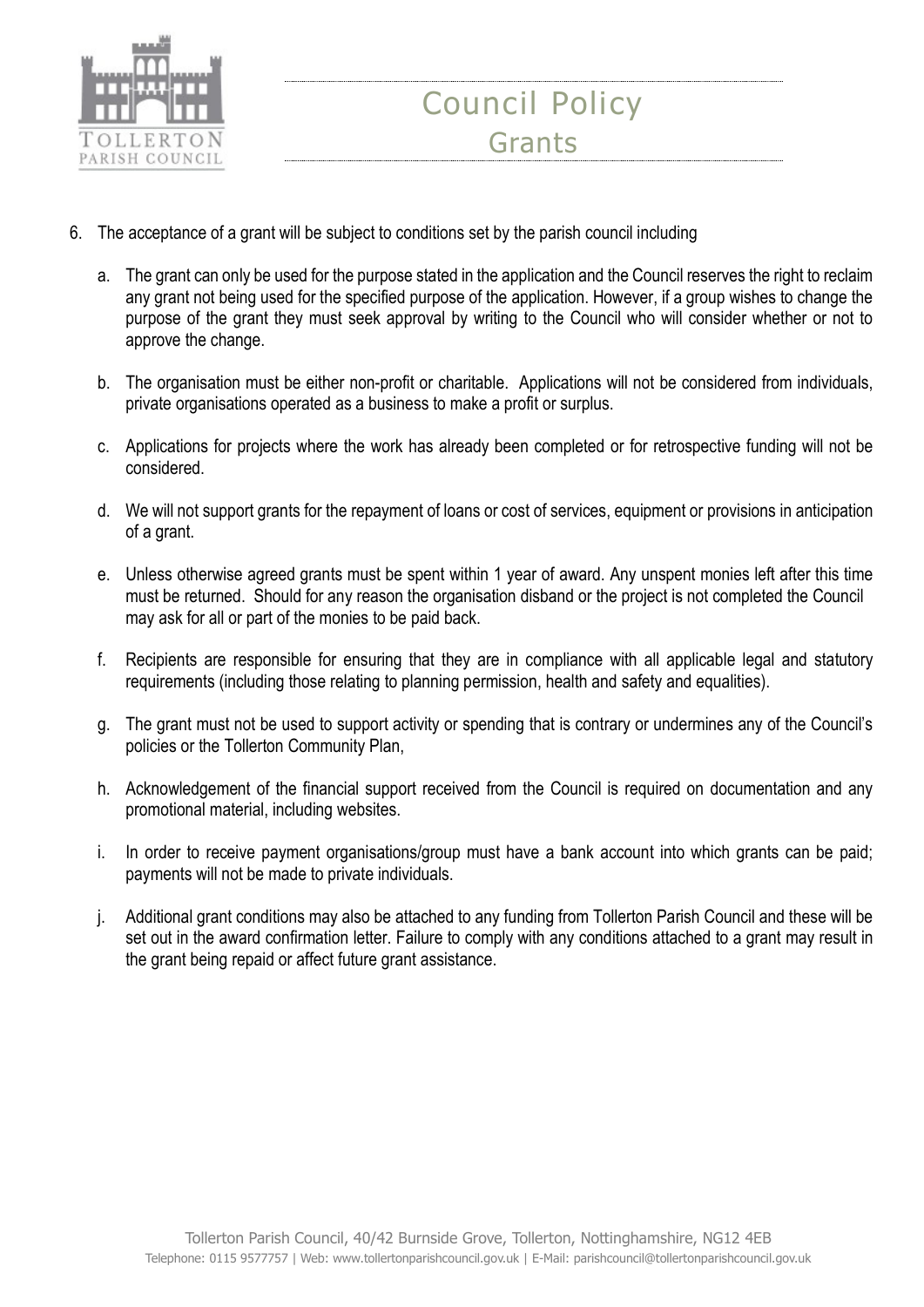6. The acceptance of a grant will be subject to conditions set by the parish council including

   a. The grant can only be used for the purpose stated in the application and the Council reserves the right to reclaim any grant not being used for the specified purpose of the application. However, if a group wishes to change the purpose of the grant they must seek approval by writing to the Council who will consider whether or not to approve the change.

   b. The organisation must be either non-profit or charitable. Applications will not be considered from individuals, private organisations operated as a business to make a profit or surplus.

   c. Applications for projects where the work has already been completed or for retrospective funding will not be considered.

   d. We will not support grants for the repayment of loans or cost of services, equipment or provisions in anticipation of a grant.

   e. Unless otherwise agreed grants must be spent within 1 year of award. Any unspent monies left after this time must be returned. Should for any reason the organisation disband or the project is not completed the Council may ask for all or part of the monies to be paid back.

   f. Recipients are responsible for ensuring that they are in compliance with all applicable legal and statutory requirements (including those relating to planning permission, health and safety and equalities).

   g. The grant must not be used to support activity or spending that is contrary or undermines any of the Council's policies or the Tollerton Community Plan,

   h. Acknowledgement of the financial support received from the Council is required on documentation and any promotional material, including websites.

   i. In order to receive payment organisations/group must have a bank account into which grants can be paid; payments will not be made to private individuals.

   j. Additional grant conditions may also be attached to any funding from Tollerton Parish Council and these will be set out in the award confirmation letter. Failure to comply with any conditions attached to a grant may result in the grant being repaid or affect future grant assistance.